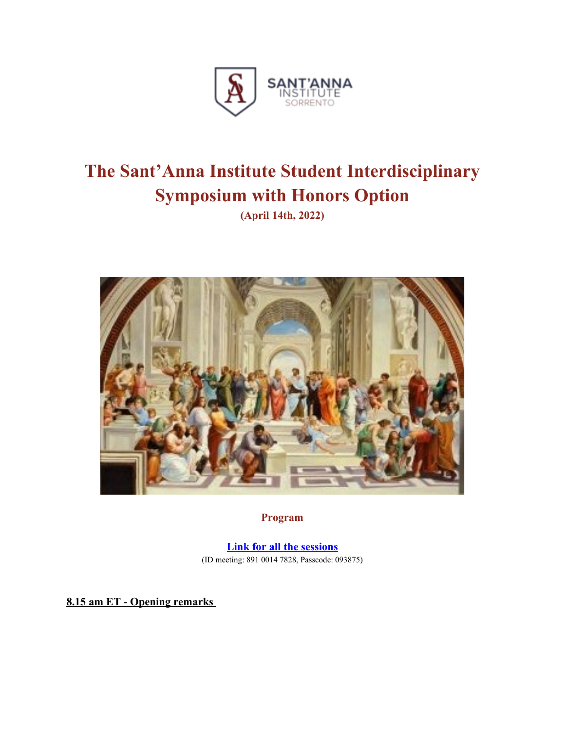# The Sant'Anna Institute Student Interdisciplinary Symposium with Honors Option

**(April 14th, 2022)**

**Program**

**Link for all the sessions**

(ID meeting: 891 0014 7828, Passcode: 093875)

**8.15 am ET - Opening remarks**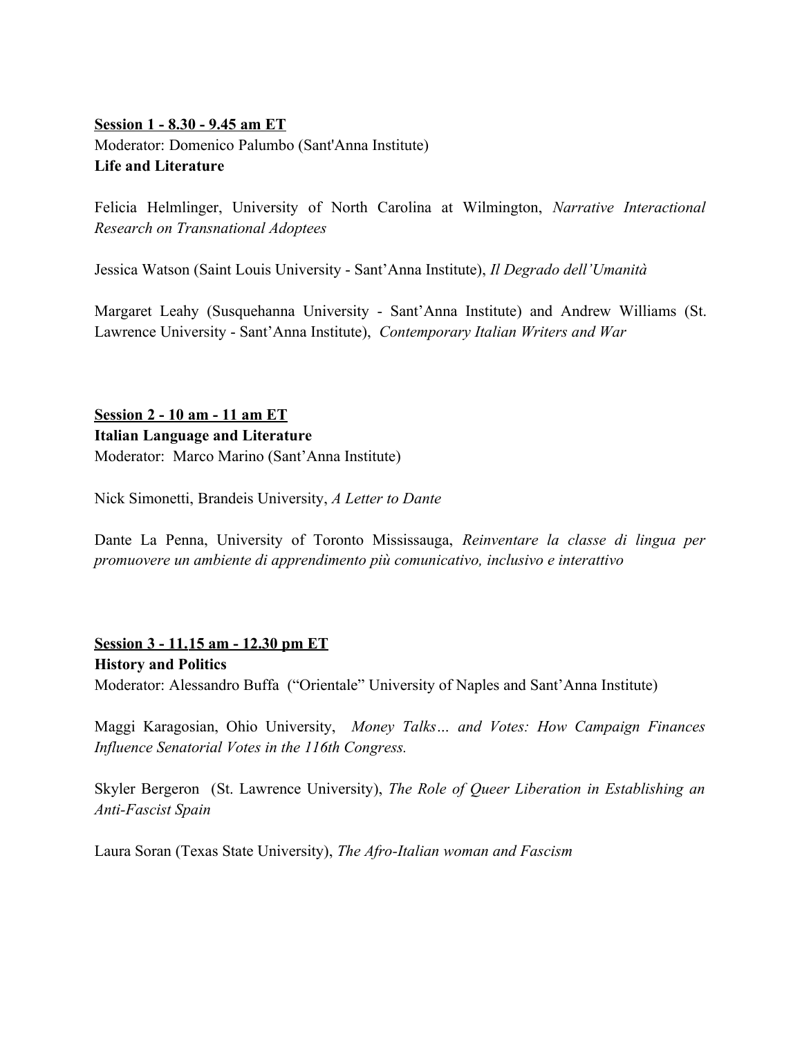**Session 1 - 8.30 - 9.45 am ET**

Moderator: Domenico Palumbo (Sant'Anna Institute)

**Life and Literature**

Felicia Helmlinger, University of North Carolina at Wilmington, *Narrative Interactional Research on Transnational Adoptees*

Jessica Watson (Saint Louis University - Sant'Anna Institute), *Il Degrado dell'Umanità*

Margaret Leahy (Susquehanna University - Sant'Anna Institute) and Andrew Williams (St. Lawrence University - Sant'Anna Institute), *Contemporary Italian Writers and War*

**Session 2 - 10 am - 11 am ET**

**Italian Language and Literature**

Moderator: Marco Marino (Sant'Anna Institute)

Nick Simonetti, Brandeis University, *A Letter to Dante*

Dante La Penna, University of Toronto Mississauga, *Reinventare la classe di lingua per promuovere un ambiente di apprendimento più comunicativo, inclusivo e interattivo*

**Session 3 - 11.15 am - 12.30 pm ET**

**History and Politics**

Moderator: Alessandro Buffa ("Orientale" University of Naples and Sant'Anna Institute)

Maggi Karagosian, Ohio University, *Money Talks… and Votes: How Campaign Finances Influence Senatorial Votes in the 116th Congress.*

Skyler Bergeron (St. Lawrence University), *The Role of Queer Liberation in Establishing an Anti-Fascist Spain*

Laura Soran (Texas State University), *The Afro-Italian woman and Fascism*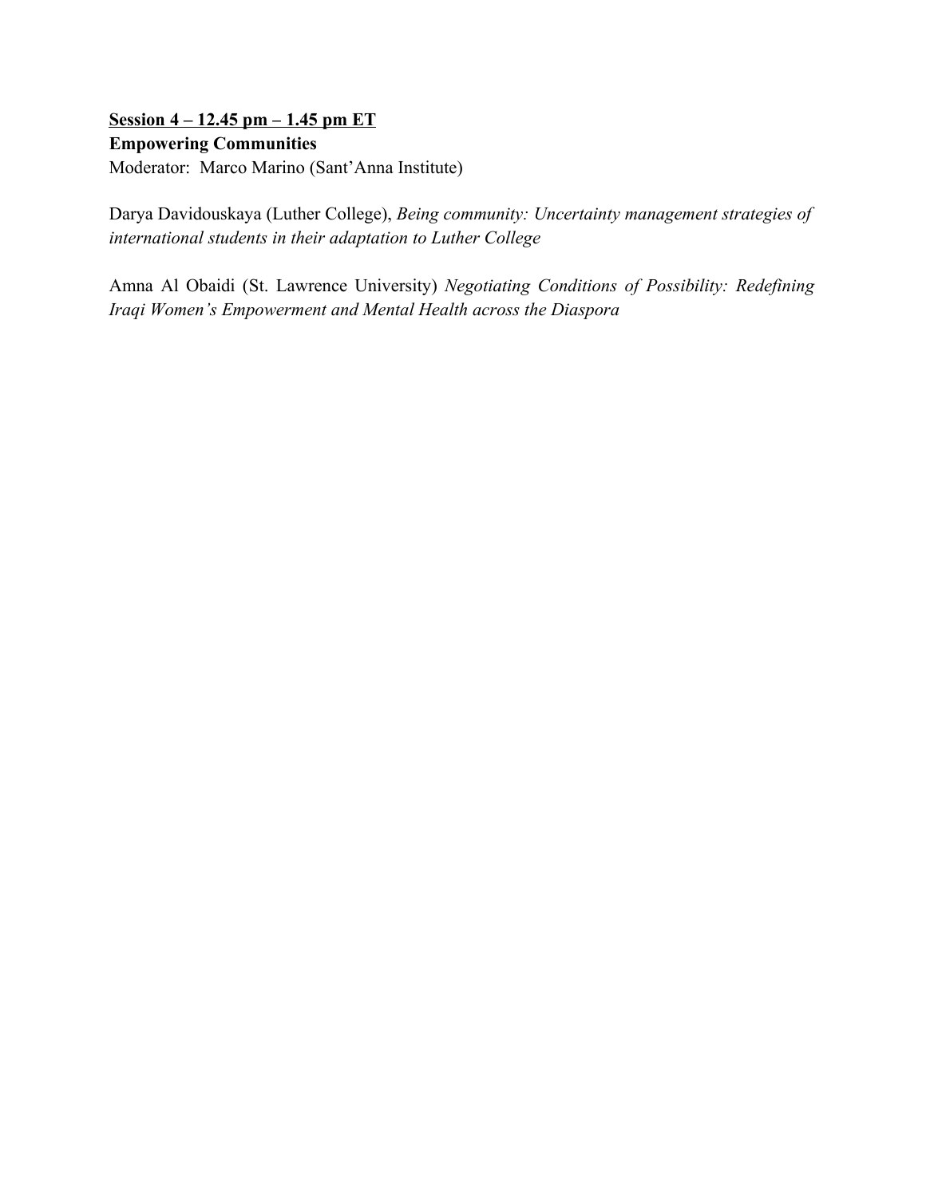**Session 4 – 12.45 pm – 1.45 pm ET**
**Empowering Communities**
Moderator: Marco Marino (Sant'Anna Institute)

Darya Davidouskaya (Luther College), *Being community: Uncertainty management strategies of international students in their adaptation to Luther College*

Amna Al Obaidi (St. Lawrence University) *Negotiating Conditions of Possibility: Redefining Iraqi Women's Empowerment and Mental Health across the Diaspora*